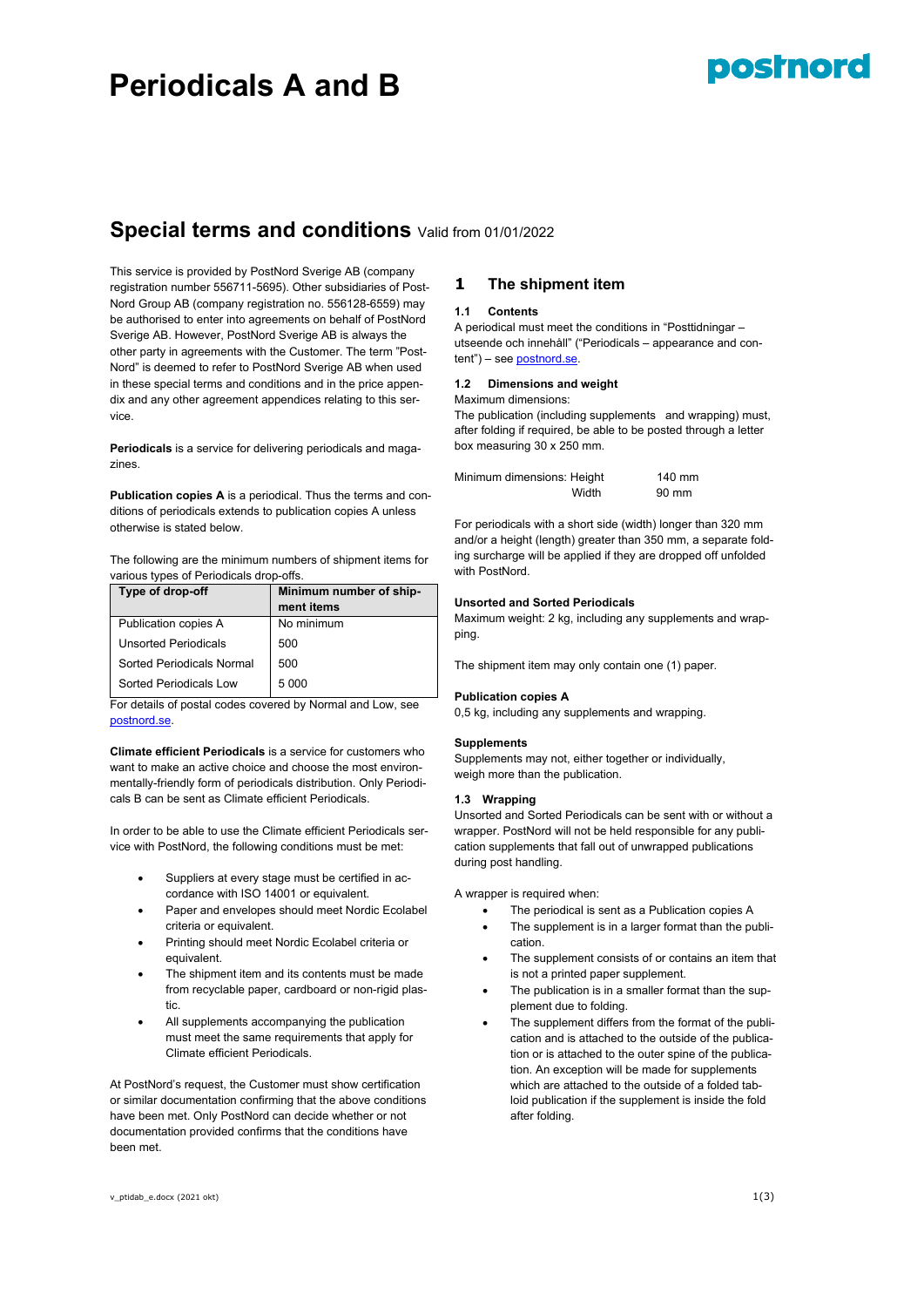# Periodicals A and B

## Special terms and conditions Valid from 01/01/2022

This service is provided by PostNord Sverige AB (company registration number 556711-5695). Other subsidiaries of PostNord Group AB (company registration no. 556128-6559) may be authorised to enter into agreements on behalf of PostNord Sverige AB. However, PostNord Sverige AB is always the other party in agreements with the Customer. The term "PostNord" is deemed to refer to PostNord Sverige AB when used in these special terms and conditions and in the price appendix and any other agreement appendices relating to this service.

**Periodicals** is a service for delivering periodicals and magazines.

**Publication copies A** is a periodical. Thus the terms and conditions of periodicals extends to publication copies A unless otherwise is stated below.

The following are the minimum numbers of shipment items for various types of Periodicals drop-offs.

| Type of drop-off | Minimum number of shipment items |
|---|---|
| Publication copies A | No minimum |
| Unsorted Periodicals | 500 |
| Sorted Periodicals Normal | 500 |
| Sorted Periodicals Low | 5 000 |

For details of postal codes covered by Normal and Low, see postnord.se.

**Climate efficient Periodicals** is a service for customers who want to make an active choice and choose the most environmentally-friendly form of periodicals distribution. Only Periodicals B can be sent as Climate efficient Periodicals.

In order to be able to use the Climate efficient Periodicals service with PostNord, the following conditions must be met:

- Suppliers at every stage must be certified in accordance with ISO 14001 or equivalent.
- Paper and envelopes should meet Nordic Ecolabel criteria or equivalent.
- Printing should meet Nordic Ecolabel criteria or equivalent.
- The shipment item and its contents must be made from recyclable paper, cardboard or non-rigid plastic.
- All supplements accompanying the publication must meet the same requirements that apply for Climate efficient Periodicals.

At PostNord's request, the Customer must show certification or similar documentation confirming that the above conditions have been met. Only PostNord can decide whether or not documentation provided confirms that the conditions have been met.

## 1 The shipment item

### 1.1 Contents

A periodical must meet the conditions in "Posttidningar – utseende och innehåll" ("Periodicals – appearance and content") – see postnord.se.

### 1.2 Dimensions and weight

Maximum dimensions:
The publication (including supplements and wrapping) must, after folding if required, be able to be posted through a letter box measuring 30 x 250 mm.

Minimum dimensions: Height 140 mm
Width 90 mm

For periodicals with a short side (width) longer than 320 mm and/or a height (length) greater than 350 mm, a separate folding surcharge will be applied if they are dropped off unfolded with PostNord.

**Unsorted and Sorted Periodicals**

Maximum weight: 2 kg, including any supplements and wrapping.

The shipment item may only contain one (1) paper.

**Publication copies A**

0,5 kg, including any supplements and wrapping.

**Supplements**

Supplements may not, either together or individually, weigh more than the publication.

### 1.3 Wrapping

Unsorted and Sorted Periodicals can be sent with or without a wrapper. PostNord will not be held responsible for any publication supplements that fall out of unwrapped publications during post handling.

A wrapper is required when:

- The periodical is sent as a Publication copies A
- The supplement is in a larger format than the publication.
- The supplement consists of or contains an item that is not a printed paper supplement.
- The publication is in a smaller format than the supplement due to folding.
- The supplement differs from the format of the publication and is attached to the outside of the publication or is attached to the outer spine of the publication. An exception will be made for supplements which are attached to the outside of a folded tabloid publication if the supplement is inside the fold after folding.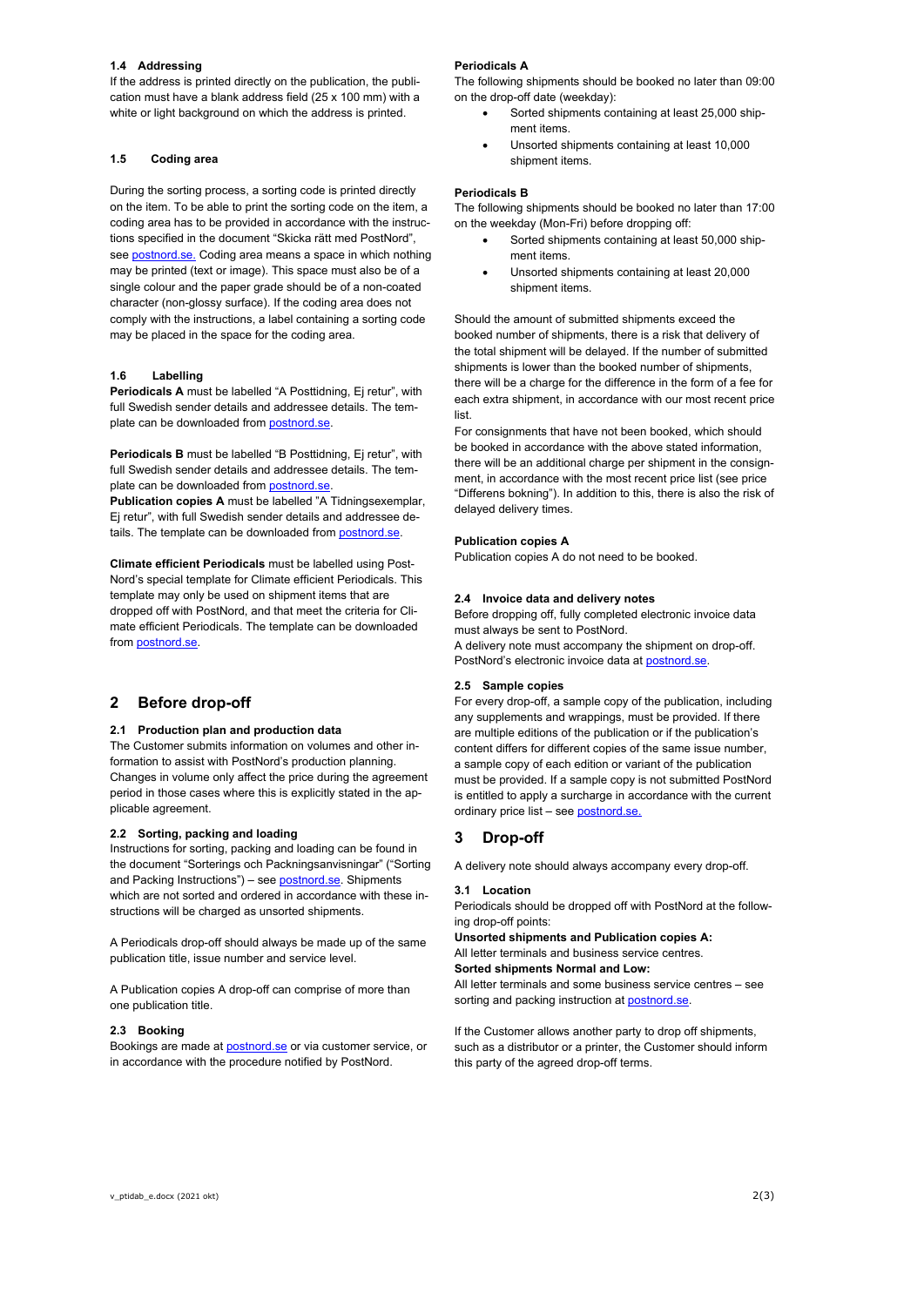### 1.4 Addressing

If the address is printed directly on the publication, the publication must have a blank address field (25 x 100 mm) with a white or light background on which the address is printed.

### 1.5 Coding area

During the sorting process, a sorting code is printed directly on the item. To be able to print the sorting code on the item, a coding area has to be provided in accordance with the instructions specified in the document "Skicka rätt med PostNord", see postnord.se. Coding area means a space in which nothing may be printed (text or image). This space must also be of a single colour and the paper grade should be of a non-coated character (non-glossy surface). If the coding area does not comply with the instructions, a label containing a sorting code may be placed in the space for the coding area.

### 1.6 Labelling

**Periodicals A** must be labelled "A Posttidning, Ej retur", with full Swedish sender details and addressee details. The template can be downloaded from postnord.se.

**Periodicals B** must be labelled "B Posttidning, Ej retur", with full Swedish sender details and addressee details. The template can be downloaded from postnord.se.

**Publication copies A** must be labelled "A Tidningsexemplar, Ej retur", with full Swedish sender details and addressee details. The template can be downloaded from postnord.se.

**Climate efficient Periodicals** must be labelled using PostNord's special template for Climate efficient Periodicals. This template may only be used on shipment items that are dropped off with PostNord, and that meet the criteria for Climate efficient Periodicals. The template can be downloaded from postnord.se.

## 2 Before drop-off

### 2.1 Production plan and production data

The Customer submits information on volumes and other information to assist with PostNord's production planning. Changes in volume only affect the price during the agreement period in those cases where this is explicitly stated in the applicable agreement.

### 2.2 Sorting, packing and loading

Instructions for sorting, packing and loading can be found in the document "Sorterings och Packningsanvisningar" ("Sorting and Packing Instructions") – see postnord.se. Shipments which are not sorted and ordered in accordance with these instructions will be charged as unsorted shipments.

A Periodicals drop-off should always be made up of the same publication title, issue number and service level.

A Publication copies A drop-off can comprise of more than one publication title.

### 2.3 Booking

Bookings are made at postnord.se or via customer service, or in accordance with the procedure notified by PostNord.

**Periodicals A**

The following shipments should be booked no later than 09:00 on the drop-off date (weekday):

- Sorted shipments containing at least 25,000 shipment items.
- Unsorted shipments containing at least 10,000 shipment items.

**Periodicals B**

The following shipments should be booked no later than 17:00 on the weekday (Mon-Fri) before dropping off:

- Sorted shipments containing at least 50,000 shipment items.
- Unsorted shipments containing at least 20,000 shipment items.

Should the amount of submitted shipments exceed the booked number of shipments, there is a risk that delivery of the total shipment will be delayed. If the number of submitted shipments is lower than the booked number of shipments, there will be a charge for the difference in the form of a fee for each extra shipment, in accordance with our most recent price list.

For consignments that have not been booked, which should be booked in accordance with the above stated information, there will be an additional charge per shipment in the consignment, in accordance with the most recent price list (see price "Differens bokning"). In addition to this, there is also the risk of delayed delivery times.

**Publication copies A**

Publication copies A do not need to be booked.

### 2.4 Invoice data and delivery notes

Before dropping off, fully completed electronic invoice data must always be sent to PostNord.

A delivery note must accompany the shipment on drop-off. PostNord's electronic invoice data at postnord.se.

### 2.5 Sample copies

For every drop-off, a sample copy of the publication, including any supplements and wrappings, must be provided. If there are multiple editions of the publication or if the publication's content differs for different copies of the same issue number, a sample copy of each edition or variant of the publication must be provided. If a sample copy is not submitted PostNord is entitled to apply a surcharge in accordance with the current ordinary price list – see postnord.se.

## 3 Drop-off

A delivery note should always accompany every drop-off.

### 3.1 Location

Periodicals should be dropped off with PostNord at the following drop-off points:

**Unsorted shipments and Publication copies A:**

All letter terminals and business service centres.

**Sorted shipments Normal and Low:**

All letter terminals and some business service centres – see sorting and packing instruction at postnord.se.

If the Customer allows another party to drop off shipments, such as a distributor or a printer, the Customer should inform this party of the agreed drop-off terms.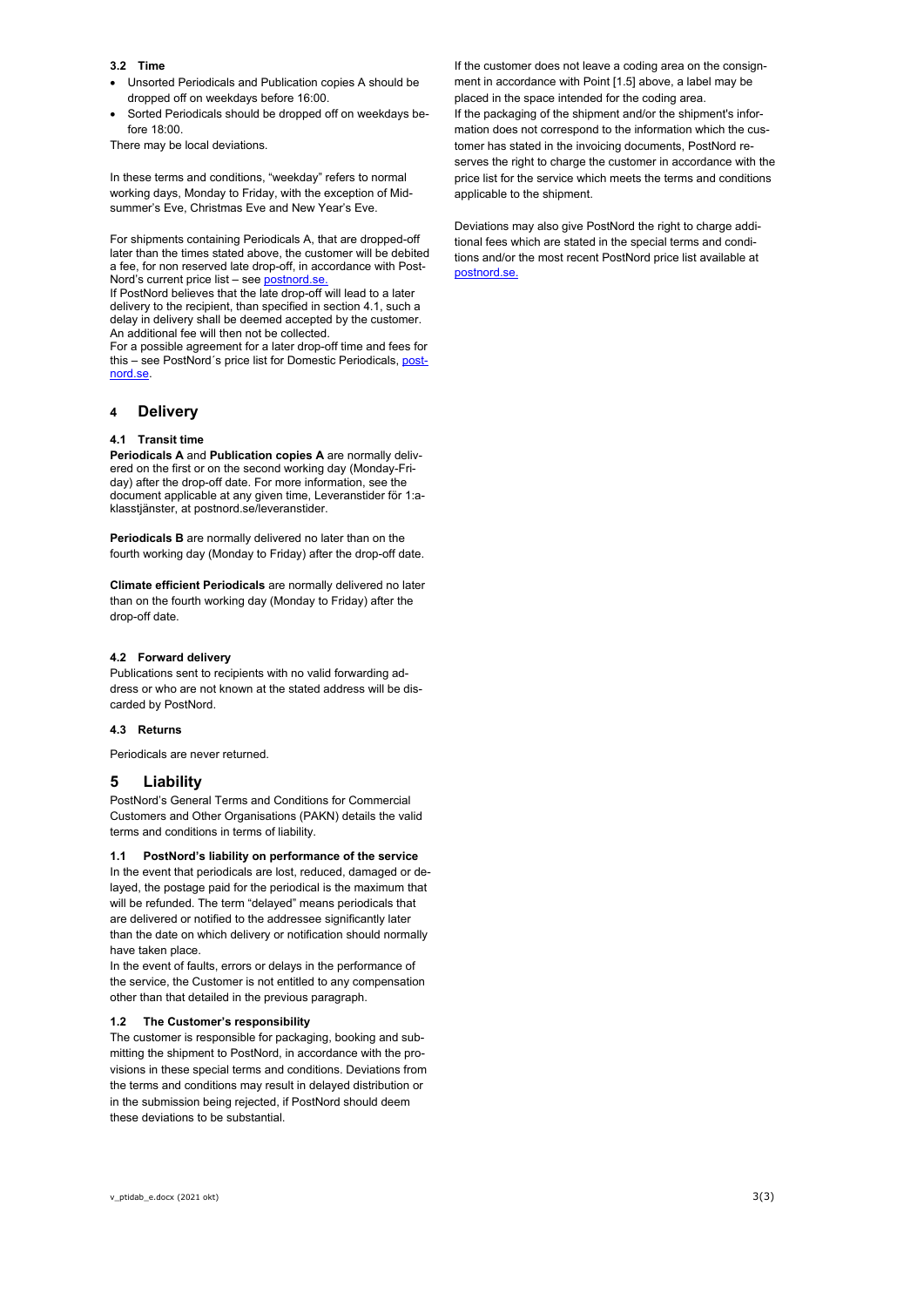### 3.2 Time

- Unsorted Periodicals and Publication copies A should be dropped off on weekdays before 16:00.
- Sorted Periodicals should be dropped off on weekdays before 18:00.

There may be local deviations.

In these terms and conditions, “weekday” refers to normal working days, Monday to Friday, with the exception of Midsummer’s Eve, Christmas Eve and New Year’s Eve.

For shipments containing Periodicals A, that are dropped-off later than the times stated above, the customer will be debited a fee, for non reserved late drop-off, in accordance with PostNord’s current price list – see postnord.se.
If PostNord believes that the late drop-off will lead to a later delivery to the recipient, than specified in section 4.1, such a delay in delivery shall be deemed accepted by the customer. An additional fee will then not be collected.
For a possible agreement for a later drop-off time and fees for this – see PostNord´s price list for Domestic Periodicals, postnord.se.

## 4 Delivery

### 4.1 Transit time

**Periodicals A** and **Publication copies A** are normally delivered on the first or on the second working day (Monday-Friday) after the drop-off date. For more information, see the document applicable at any given time, Leveranstider för 1:a-klasstjänster, at postnord.se/leveranstider.

**Periodicals B** are normally delivered no later than on the fourth working day (Monday to Friday) after the drop-off date.

**Climate efficient Periodicals** are normally delivered no later than on the fourth working day (Monday to Friday) after the drop-off date.

### 4.2 Forward delivery

Publications sent to recipients with no valid forwarding address or who are not known at the stated address will be discarded by PostNord.

### 4.3 Returns

Periodicals are never returned.

## 5 Liability

PostNord’s General Terms and Conditions for Commercial Customers and Other Organisations (PAKN) details the valid terms and conditions in terms of liability.

### 1.1 PostNord’s liability on performance of the service

In the event that periodicals are lost, reduced, damaged or delayed, the postage paid for the periodical is the maximum that will be refunded. The term “delayed” means periodicals that are delivered or notified to the addressee significantly later than the date on which delivery or notification should normally have taken place.
In the event of faults, errors or delays in the performance of the service, the Customer is not entitled to any compensation other than that detailed in the previous paragraph.

### 1.2 The Customer’s responsibility

The customer is responsible for packaging, booking and submitting the shipment to PostNord, in accordance with the provisions in these special terms and conditions. Deviations from the terms and conditions may result in delayed distribution or in the submission being rejected, if PostNord should deem these deviations to be substantial.

If the customer does not leave a coding area on the consignment in accordance with Point [1.5] above, a label may be placed in the space intended for the coding area.
If the packaging of the shipment and/or the shipment's information does not correspond to the information which the customer has stated in the invoicing documents, PostNord reserves the right to charge the customer in accordance with the price list for the service which meets the terms and conditions applicable to the shipment.

Deviations may also give PostNord the right to charge additional fees which are stated in the special terms and conditions and/or the most recent PostNord price list available at postnord.se.